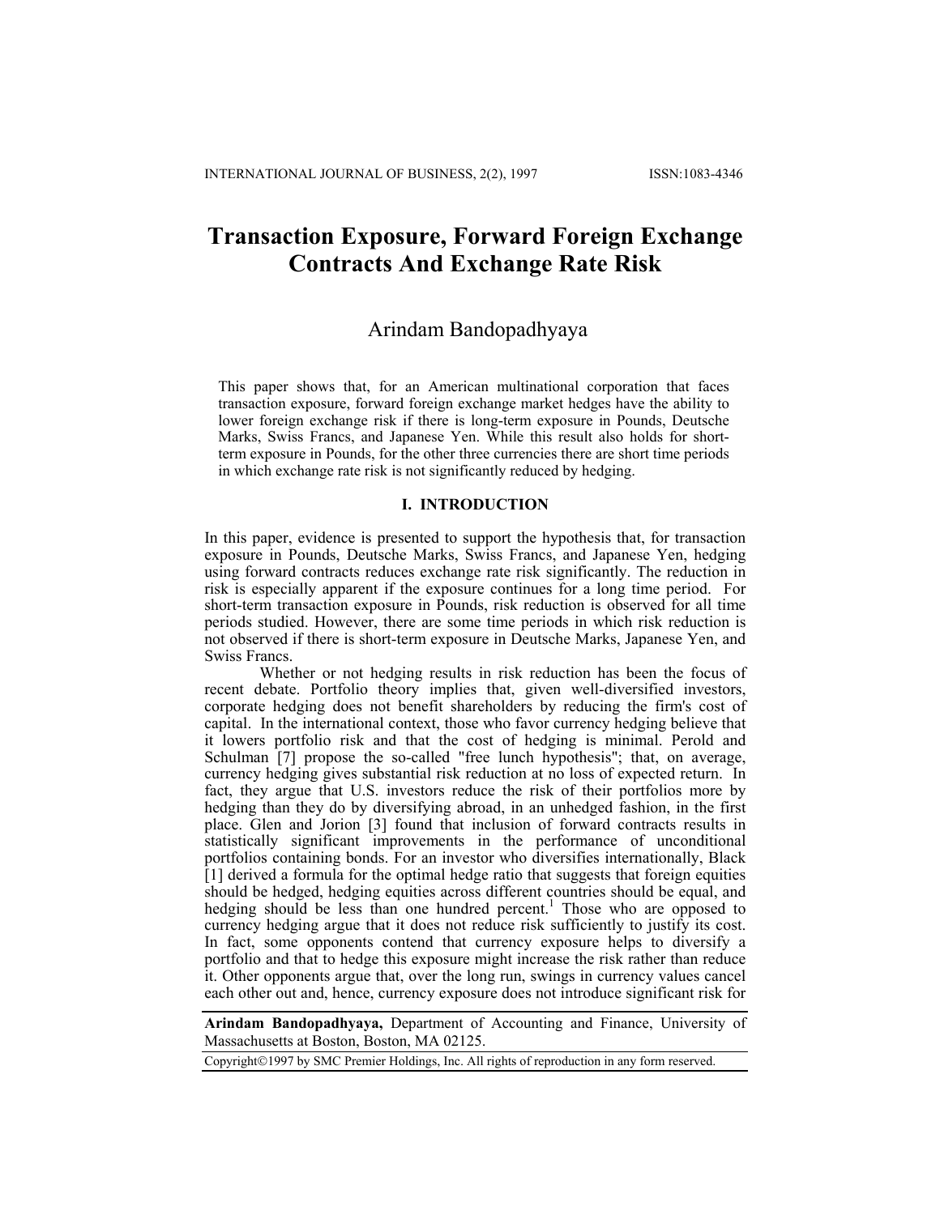# Transaction Exposure, Forward Foreign Exchange Contracts And Exchange Rate Risk

Arindam Bandopadhyaya

This paper shows that, for an American multinational corporation that faces transaction exposure, forward foreign exchange market hedges have the ability to lower foreign exchange risk if there is long-term exposure in Pounds, Deutsche Marks, Swiss Francs, and Japanese Yen. While this result also holds for short-term exposure in Pounds, for the other three currencies there are short time periods in which exchange rate risk is not significantly reduced by hedging.

## I. INTRODUCTION

In this paper, evidence is presented to support the hypothesis that, for transaction exposure in Pounds, Deutsche Marks, Swiss Francs, and Japanese Yen, hedging using forward contracts reduces exchange rate risk significantly. The reduction in risk is especially apparent if the exposure continues for a long time period. For short-term transaction exposure in Pounds, risk reduction is observed for all time periods studied. However, there are some time periods in which risk reduction is not observed if there is short-term exposure in Deutsche Marks, Japanese Yen, and Swiss Francs.

Whether or not hedging results in risk reduction has been the focus of recent debate. Portfolio theory implies that, given well-diversified investors, corporate hedging does not benefit shareholders by reducing the firm's cost of capital. In the international context, those who favor currency hedging believe that it lowers portfolio risk and that the cost of hedging is minimal. Perold and Schulman [7] propose the so-called "free lunch hypothesis"; that, on average, currency hedging gives substantial risk reduction at no loss of expected return. In fact, they argue that U.S. investors reduce the risk of their portfolios more by hedging than they do by diversifying abroad, in an unhedged fashion, in the first place. Glen and Jorion [3] found that inclusion of forward contracts results in statistically significant improvements in the performance of unconditional portfolios containing bonds. For an investor who diversifies internationally, Black [1] derived a formula for the optimal hedge ratio that suggests that foreign equities should be hedged, hedging equities across different countries should be equal, and hedging should be less than one hundred percent.[1] Those who are opposed to currency hedging argue that it does not reduce risk sufficiently to justify its cost. In fact, some opponents contend that currency exposure helps to diversify a portfolio and that to hedge this exposure might increase the risk rather than reduce it. Other opponents argue that, over the long run, swings in currency values cancel each other out and, hence, currency exposure does not introduce significant risk for

**Arindam Bandopadhyaya,** Department of Accounting and Finance, University of Massachusetts at Boston, Boston, MA 02125.

Copyright©1997 by SMC Premier Holdings, Inc. All rights of reproduction in any form reserved.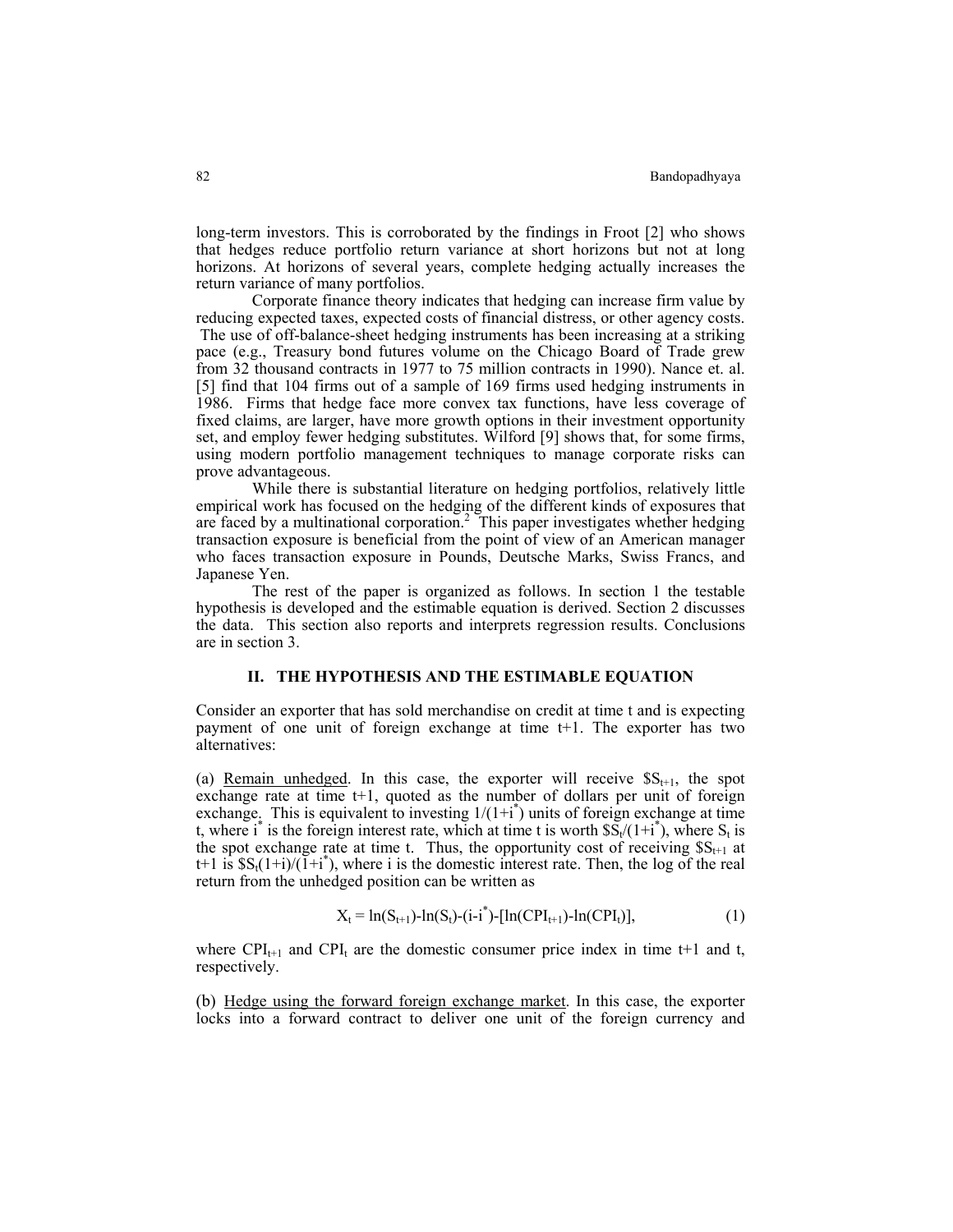long-term investors. This is corroborated by the findings in Froot [2] who shows that hedges reduce portfolio return variance at short horizons but not at long horizons. At horizons of several years, complete hedging actually increases the return variance of many portfolios.

Corporate finance theory indicates that hedging can increase firm value by reducing expected taxes, expected costs of financial distress, or other agency costs. The use of off-balance-sheet hedging instruments has been increasing at a striking pace (e.g., Treasury bond futures volume on the Chicago Board of Trade grew from 32 thousand contracts in 1977 to 75 million contracts in 1990). Nance et. al. [5] find that 104 firms out of a sample of 169 firms used hedging instruments in 1986. Firms that hedge face more convex tax functions, have less coverage of fixed claims, are larger, have more growth options in their investment opportunity set, and employ fewer hedging substitutes. Wilford [9] shows that, for some firms, using modern portfolio management techniques to manage corporate risks can prove advantageous.

While there is substantial literature on hedging portfolios, relatively little empirical work has focused on the hedging of the different kinds of exposures that are faced by a multinational corporation.[2] This paper investigates whether hedging transaction exposure is beneficial from the point of view of an American manager who faces transaction exposure in Pounds, Deutsche Marks, Swiss Francs, and Japanese Yen.

The rest of the paper is organized as follows. In section 1 the testable hypothesis is developed and the estimable equation is derived. Section 2 discusses the data. This section also reports and interprets regression results. Conclusions are in section 3.

## II. THE HYPOTHESIS AND THE ESTIMABLE EQUATION

Consider an exporter that has sold merchandise on credit at time t and is expecting payment of one unit of foreign exchange at time t+1. The exporter has two alternatives:

(a) Remain unhedged. In this case, the exporter will receive $\$S_{t+1}$, the spot exchange rate at time t+1, quoted as the number of dollars per unit of foreign exchange. This is equivalent to investing $1/(1+i^*)$ units of foreign exchange at time t, where $i^*$ is the foreign interest rate, which at time t is worth $\$S_t/(1+i^*)$, where $S_t$ is the spot exchange rate at time t. Thus, the opportunity cost of receiving $\$S_{t+1}$ at t+1 is $\$S_t(1+i)/(1+i^*)$, where i is the domestic interest rate. Then, the log of the real return from the unhedged position can be written as

$$X_t = \ln(S_{t+1}) - \ln(S_t) - (i - i^*) - [\ln(CPI_{t+1}) - \ln(CPI_t)], \qquad (1)$$

where $CPI_{t+1}$ and $CPI_t$ are the domestic consumer price index in time t+1 and t, respectively.

(b) Hedge using the forward foreign exchange market. In this case, the exporter locks into a forward contract to deliver one unit of the foreign currency and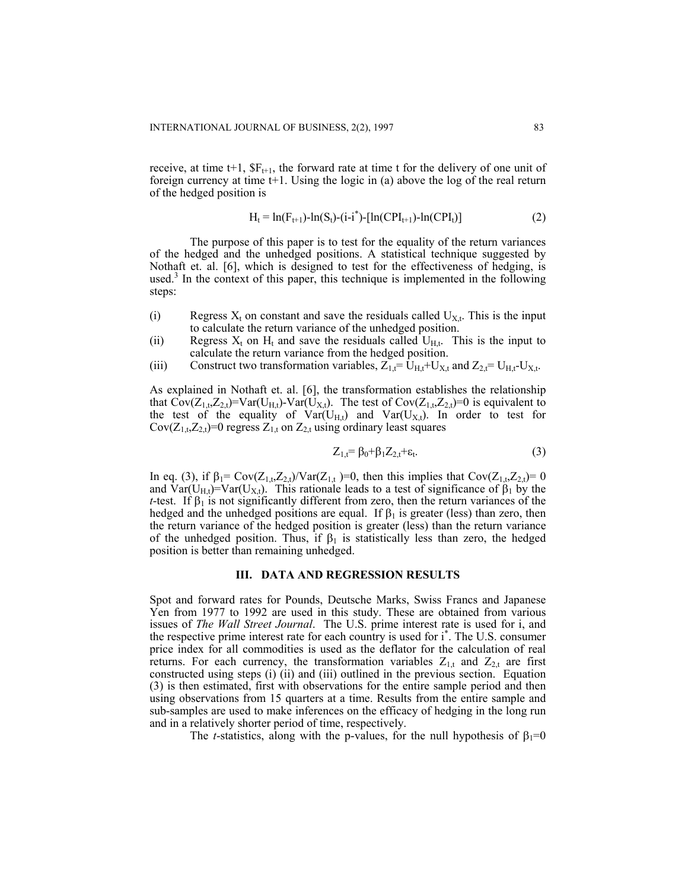receive, at time t+1, $\$F_{t+1}$, the forward rate at time t for the delivery of one unit of foreign currency at time t+1. Using the logic in (a) above the log of the real return of the hedged position is

$$H_t = \ln(F_{t+1})-\ln(S_t)-(i-i^*)-[\ln(CPI_{t+1})-\ln(CPI_t)] \tag{2}$$

The purpose of this paper is to test for the equality of the return variances of the hedged and the unhedged positions. A statistical technique suggested by Nothaft et. al. [6], which is designed to test for the effectiveness of hedging, is used.[3] In the context of this paper, this technique is implemented in the following steps:

(i) Regress $X_t$ on constant and save the residuals called $U_{X,t}$. This is the input to calculate the return variance of the unhedged position.

(ii) Regress $X_t$ on $H_t$ and save the residuals called $U_{H,t}$. This is the input to calculate the return variance from the hedged position.

(iii) Construct two transformation variables, $Z_{1,t}= U_{H,t}+U_{X,t}$ and $Z_{2,t}= U_{H,t}-U_{X,t}$.

As explained in Nothaft et. al. [6], the transformation establishes the relationship that $Cov(Z_{1,t},Z_{2,t})=Var(U_{H,t})-Var(U_{X,t})$. The test of $Cov(Z_{1,t},Z_{2,t})=0$ is equivalent to the test of the equality of $Var(U_{H,t})$ and $Var(U_{X,t})$. In order to test for $Cov(Z_{1,t},Z_{2,t})=0$ regress $Z_{1,t}$ on $Z_{2,t}$ using ordinary least squares

$$Z_{1,t}= \beta_0+\beta_1 Z_{2,t}+\varepsilon_t. \tag{3}$$

In eq. (3), if $\beta_1= Cov(Z_{1,t},Z_{2,t})/Var(Z_{1,t})=0$, then this implies that $Cov(Z_{1,t},Z_{2,t})= 0$ and $Var(U_{H,t})=Var(U_{X,t})$. This rationale leads to a test of significance of $\beta_1$ by the *t*-test. If $\beta_1$ is not significantly different from zero, then the return variances of the hedged and the unhedged positions are equal. If $\beta_1$ is greater (less) than zero, then the return variance of the hedged position is greater (less) than the return variance of the unhedged position. Thus, if $\beta_1$ is statistically less than zero, the hedged position is better than remaining unhedged.

## III. DATA AND REGRESSION RESULTS

Spot and forward rates for Pounds, Deutsche Marks, Swiss Francs and Japanese Yen from 1977 to 1992 are used in this study. These are obtained from various issues of *The Wall Street Journal*. The U.S. prime interest rate is used for i, and the respective prime interest rate for each country is used for $i^*$. The U.S. consumer price index for all commodities is used as the deflator for the calculation of real returns. For each currency, the transformation variables $Z_{1,t}$ and $Z_{2,t}$ are first constructed using steps (i) (ii) and (iii) outlined in the previous section. Equation (3) is then estimated, first with observations for the entire sample period and then using observations from 15 quarters at a time. Results from the entire sample and sub-samples are used to make inferences on the efficacy of hedging in the long run and in a relatively shorter period of time, respectively.

The *t*-statistics, along with the p-values, for the null hypothesis of $\beta_1=0$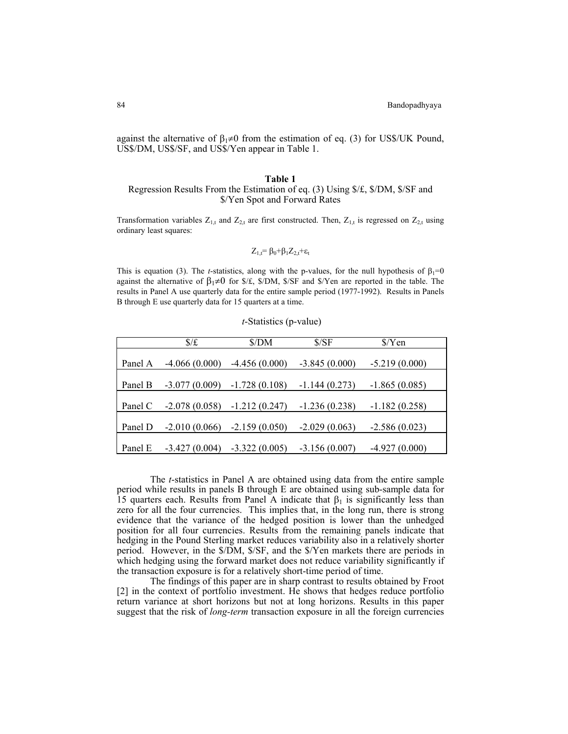against the alternative of $\beta_1 \neq 0$ from the estimation of eq. (3) for US$/UK Pound, US$/DM, US$/SF, and US$/Yen appear in Table 1.

**Table 1**

Regression Results From the Estimation of eq. (3) Using $/£, $/DM, $/SF and $/Yen Spot and Forward Rates

Transformation variables $Z_{1,t}$ and $Z_{2,t}$ are first constructed. Then, $Z_{1,t}$ is regressed on $Z_{2,t}$ using ordinary least squares:

$$Z_{1,t} = \beta_0 + \beta_1 Z_{2,t} + \varepsilon_t$$

This is equation (3). The *t*-statistics, along with the p-values, for the null hypothesis of $\beta_1=0$ against the alternative of $\beta_1 \neq 0$ for $/£, $/DM, $/SF and $/Yen are reported in the table. The results in Panel A use quarterly data for the entire sample period (1977-1992). Results in Panels B through E use quarterly data for 15 quarters at a time.

*t*-Statistics (p-value)

| | $/£ | $/DM | $/SF | $/Yen |
|---|---|---|---|---|
| Panel A | -4.066 (0.000) | -4.456 (0.000) | -3.845 (0.000) | -5.219 (0.000) |
| Panel B | -3.077 (0.009) | -1.728 (0.108) | -1.144 (0.273) | -1.865 (0.085) |
| Panel C | -2.078 (0.058) | -1.212 (0.247) | -1.236 (0.238) | -1.182 (0.258) |
| Panel D | -2.010 (0.066) | -2.159 (0.050) | -2.029 (0.063) | -2.586 (0.023) |
| Panel E | -3.427 (0.004) | -3.322 (0.005) | -3.156 (0.007) | -4.927 (0.000) |

The *t*-statistics in Panel A are obtained using data from the entire sample period while results in panels B through E are obtained using sub-sample data for 15 quarters each. Results from Panel A indicate that $\beta_1$ is significantly less than zero for all the four currencies. This implies that, in the long run, there is strong evidence that the variance of the hedged position is lower than the unhedged position for all four currencies. Results from the remaining panels indicate that hedging in the Pound Sterling market reduces variability also in a relatively shorter period. However, in the $/DM, $/SF, and the $/Yen markets there are periods in which hedging using the forward market does not reduce variability significantly if the transaction exposure is for a relatively short-time period of time.

The findings of this paper are in sharp contrast to results obtained by Froot [2] in the context of portfolio investment. He shows that hedges reduce portfolio return variance at short horizons but not at long horizons. Results in this paper suggest that the risk of *long-term* transaction exposure in all the foreign currencies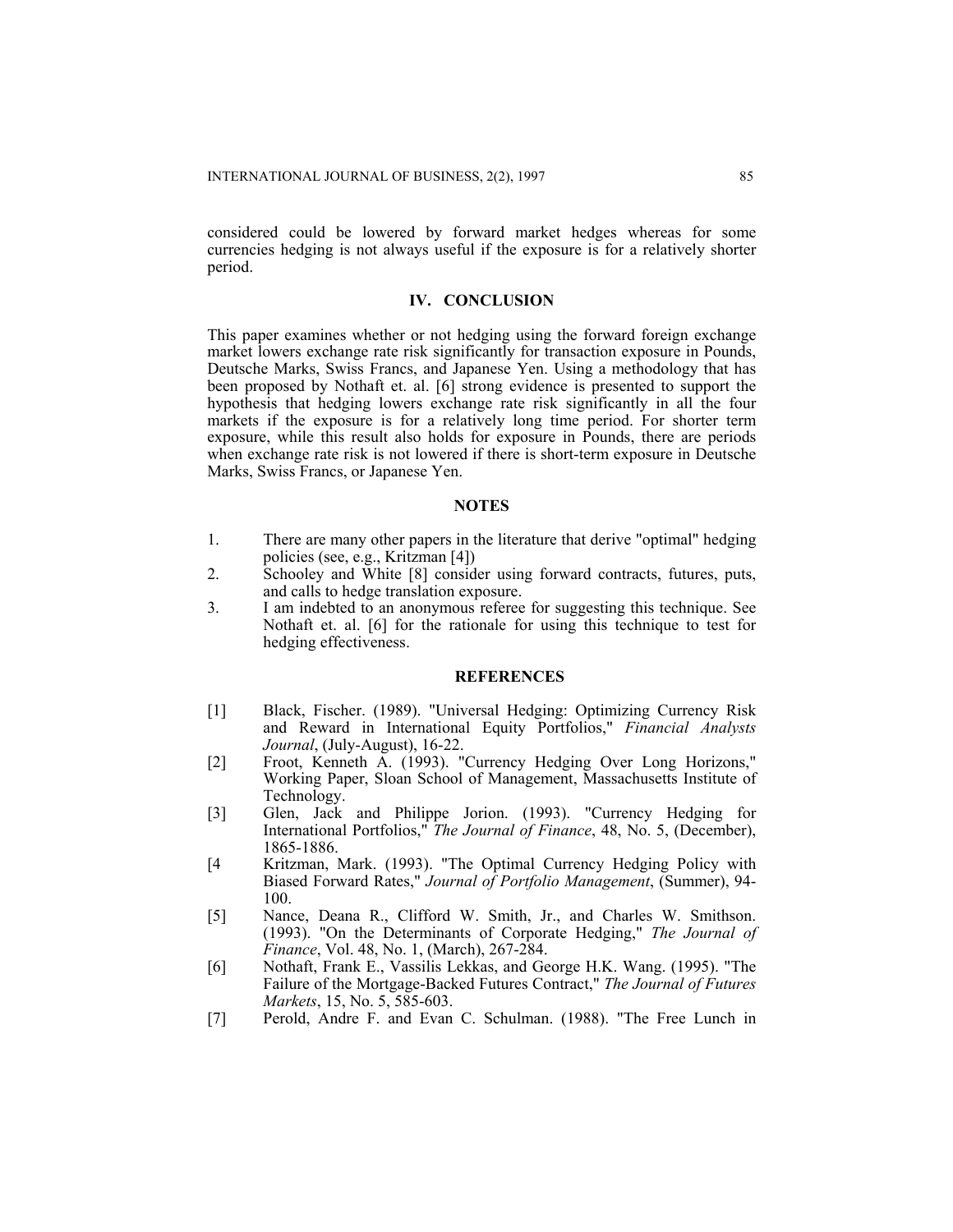considered could be lowered by forward market hedges whereas for some currencies hedging is not always useful if the exposure is for a relatively shorter period.

## IV. CONCLUSION

This paper examines whether or not hedging using the forward foreign exchange market lowers exchange rate risk significantly for transaction exposure in Pounds, Deutsche Marks, Swiss Francs, and Japanese Yen. Using a methodology that has been proposed by Nothaft et. al. [6] strong evidence is presented to support the hypothesis that hedging lowers exchange rate risk significantly in all the four markets if the exposure is for a relatively long time period. For shorter term exposure, while this result also holds for exposure in Pounds, there are periods when exchange rate risk is not lowered if there is short-term exposure in Deutsche Marks, Swiss Francs, or Japanese Yen.

## NOTES

1. There are many other papers in the literature that derive "optimal" hedging policies (see, e.g., Kritzman [4])
2. Schooley and White [8] consider using forward contracts, futures, puts, and calls to hedge translation exposure.
3. I am indebted to an anonymous referee for suggesting this technique. See Nothaft et. al. [6] for the rationale for using this technique to test for hedging effectiveness.

## REFERENCES

[1] Black, Fischer. (1989). "Universal Hedging: Optimizing Currency Risk and Reward in International Equity Portfolios," *Financial Analysts Journal*, (July-August), 16-22.

[2] Froot, Kenneth A. (1993). "Currency Hedging Over Long Horizons," Working Paper, Sloan School of Management, Massachusetts Institute of Technology.

[3] Glen, Jack and Philippe Jorion. (1993). "Currency Hedging for International Portfolios," *The Journal of Finance*, 48, No. 5, (December), 1865-1886.

[4 Kritzman, Mark. (1993). "The Optimal Currency Hedging Policy with Biased Forward Rates," *Journal of Portfolio Management*, (Summer), 94-100.

[5] Nance, Deana R., Clifford W. Smith, Jr., and Charles W. Smithson. (1993). "On the Determinants of Corporate Hedging," *The Journal of Finance*, Vol. 48, No. 1, (March), 267-284.

[6] Nothaft, Frank E., Vassilis Lekkas, and George H.K. Wang. (1995). "The Failure of the Mortgage-Backed Futures Contract," *The Journal of Futures Markets*, 15, No. 5, 585-603.

[7] Perold, Andre F. and Evan C. Schulman. (1988). "The Free Lunch in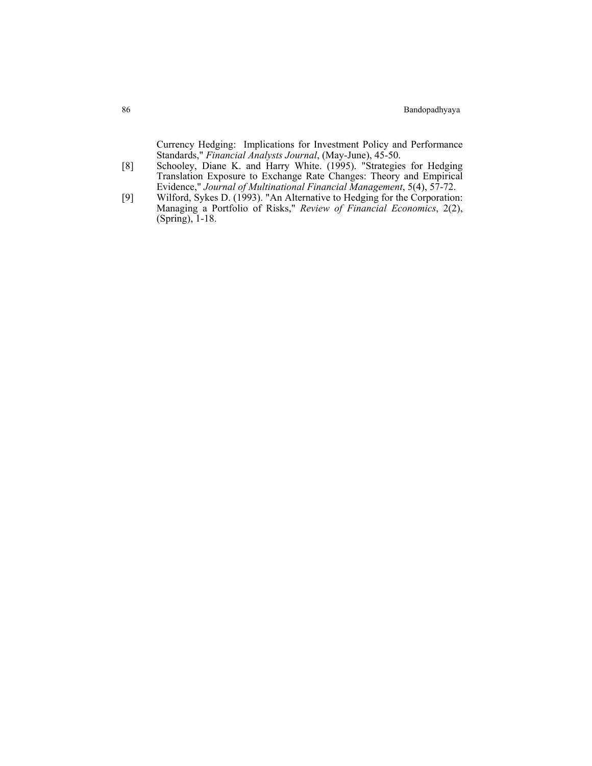Currency Hedging: Implications for Investment Policy and Performance Standards," *Financial Analysts Journal*, (May-June), 45-50.

[8] Schooley, Diane K. and Harry White. (1995). "Strategies for Hedging Translation Exposure to Exchange Rate Changes: Theory and Empirical Evidence," *Journal of Multinational Financial Management*, 5(4), 57-72.

[9] Wilford, Sykes D. (1993). "An Alternative to Hedging for the Corporation: Managing a Portfolio of Risks," *Review of Financial Economics*, 2(2), (Spring), 1-18.